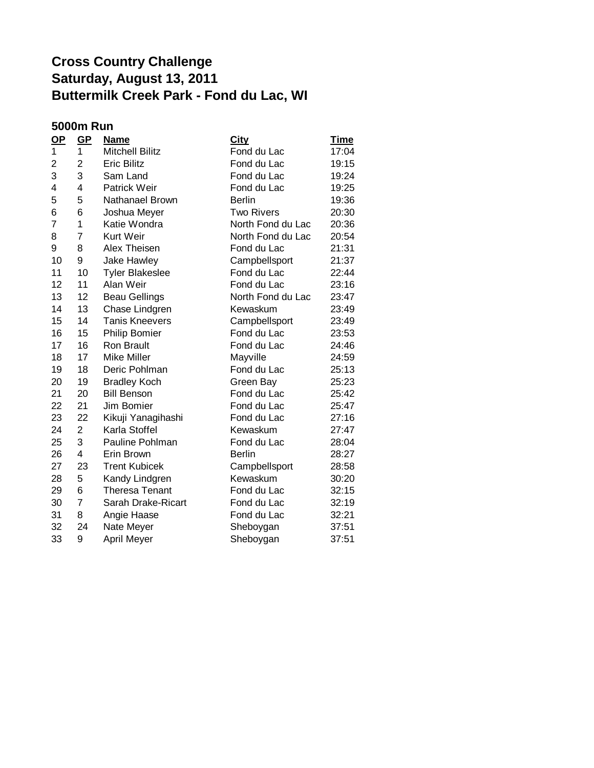# Cross Country Challenge
# Saturday, August 13, 2011
# Buttermilk Creek Park - Fond du Lac, WI

## 5000m Run

| OP | GP | Name | City | Time |
|---|---|---|---|---|
| 1 | 1 | Mitchell Bilitz | Fond du Lac | 17:04 |
| 2 | 2 | Eric Bilitz | Fond du Lac | 19:15 |
| 3 | 3 | Sam Land | Fond du Lac | 19:24 |
| 4 | 4 | Patrick Weir | Fond du Lac | 19:25 |
| 5 | 5 | Nathanael Brown | Berlin | 19:36 |
| 6 | 6 | Joshua Meyer | Two Rivers | 20:30 |
| 7 | 1 | Katie Wondra | North Fond du Lac | 20:36 |
| 8 | 7 | Kurt Weir | North Fond du Lac | 20:54 |
| 9 | 8 | Alex Theisen | Fond du Lac | 21:31 |
| 10 | 9 | Jake Hawley | Campbellsport | 21:37 |
| 11 | 10 | Tyler Blakeslee | Fond du Lac | 22:44 |
| 12 | 11 | Alan Weir | Fond du Lac | 23:16 |
| 13 | 12 | Beau Gellings | North Fond du Lac | 23:47 |
| 14 | 13 | Chase Lindgren | Kewaskum | 23:49 |
| 15 | 14 | Tanis Kneevers | Campbellsport | 23:49 |
| 16 | 15 | Philip Bomier | Fond du Lac | 23:53 |
| 17 | 16 | Ron Brault | Fond du Lac | 24:46 |
| 18 | 17 | Mike Miller | Mayville | 24:59 |
| 19 | 18 | Deric Pohlman | Fond du Lac | 25:13 |
| 20 | 19 | Bradley Koch | Green Bay | 25:23 |
| 21 | 20 | Bill Benson | Fond du Lac | 25:42 |
| 22 | 21 | Jim Bomier | Fond du Lac | 25:47 |
| 23 | 22 | Kikuji Yanagihashi | Fond du Lac | 27:16 |
| 24 | 2 | Karla Stoffel | Kewaskum | 27:47 |
| 25 | 3 | Pauline Pohlman | Fond du Lac | 28:04 |
| 26 | 4 | Erin Brown | Berlin | 28:27 |
| 27 | 23 | Trent Kubicek | Campbellsport | 28:58 |
| 28 | 5 | Kandy Lindgren | Kewaskum | 30:20 |
| 29 | 6 | Theresa Tenant | Fond du Lac | 32:15 |
| 30 | 7 | Sarah Drake-Ricart | Fond du Lac | 32:19 |
| 31 | 8 | Angie Haase | Fond du Lac | 32:21 |
| 32 | 24 | Nate Meyer | Sheboygan | 37:51 |
| 33 | 9 | April Meyer | Sheboygan | 37:51 |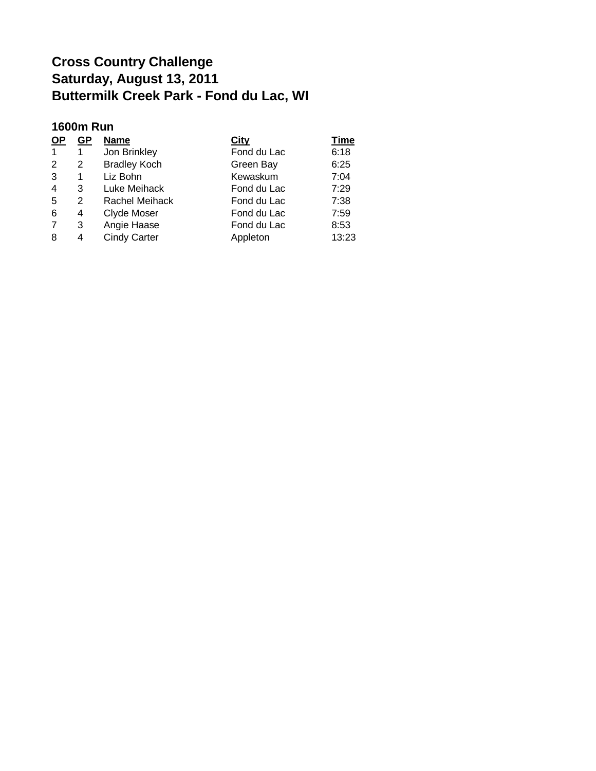# Cross Country Challenge
# Saturday, August 13, 2011
# Buttermilk Creek Park - Fond du Lac, WI

## 1600m Run

| OP | GP | Name | City | Time |
|---|---|---|---|---|
| 1 | 1 | Jon Brinkley | Fond du Lac | 6:18 |
| 2 | 2 | Bradley Koch | Green Bay | 6:25 |
| 3 | 1 | Liz Bohn | Kewaskum | 7:04 |
| 4 | 3 | Luke Meihack | Fond du Lac | 7:29 |
| 5 | 2 | Rachel Meihack | Fond du Lac | 7:38 |
| 6 | 4 | Clyde Moser | Fond du Lac | 7:59 |
| 7 | 3 | Angie Haase | Fond du Lac | 8:53 |
| 8 | 4 | Cindy Carter | Appleton | 13:23 |